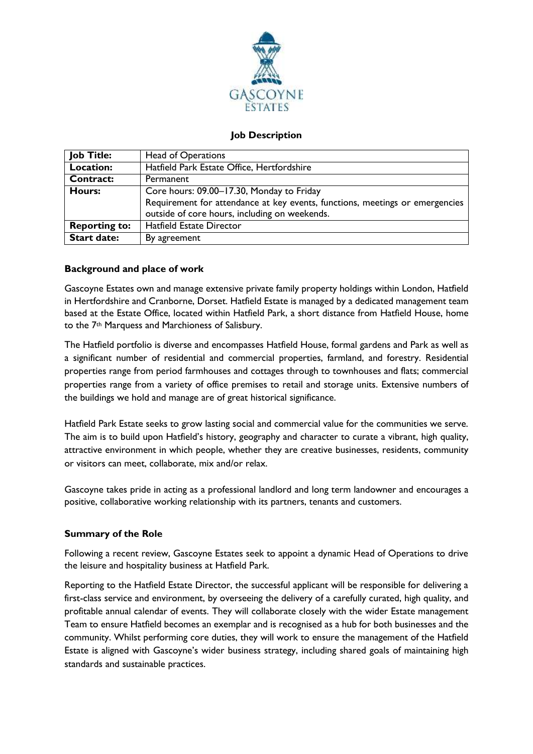# Job Description

| Job Title: | Head of Operations |
|---|---|
| Location: | Hatfield Park Estate Office, Hertfordshire |
| Contract: | Permanent |
| Hours: | Core hours: 09.00–17.30, Monday to Friday<br>Requirement for attendance at key events, functions, meetings or emergencies outside of core hours, including on weekends. |
| Reporting to: | Hatfield Estate Director |
| Start date: | By agreement |

## Background and place of work

Gascoyne Estates own and manage extensive private family property holdings within London, Hatfield in Hertfordshire and Cranborne, Dorset. Hatfield Estate is managed by a dedicated management team based at the Estate Office, located within Hatfield Park, a short distance from Hatfield House, home to the 7th Marquess and Marchioness of Salisbury.

The Hatfield portfolio is diverse and encompasses Hatfield House, formal gardens and Park as well as a significant number of residential and commercial properties, farmland, and forestry. Residential properties range from period farmhouses and cottages through to townhouses and flats; commercial properties range from a variety of office premises to retail and storage units. Extensive numbers of the buildings we hold and manage are of great historical significance.

Hatfield Park Estate seeks to grow lasting social and commercial value for the communities we serve. The aim is to build upon Hatfield's history, geography and character to curate a vibrant, high quality, attractive environment in which people, whether they are creative businesses, residents, community or visitors can meet, collaborate, mix and/or relax.

Gascoyne takes pride in acting as a professional landlord and long term landowner and encourages a positive, collaborative working relationship with its partners, tenants and customers.

## Summary of the Role

Following a recent review, Gascoyne Estates seek to appoint a dynamic Head of Operations to drive the leisure and hospitality business at Hatfield Park.

Reporting to the Hatfield Estate Director, the successful applicant will be responsible for delivering a first-class service and environment, by overseeing the delivery of a carefully curated, high quality, and profitable annual calendar of events. They will collaborate closely with the wider Estate management Team to ensure Hatfield becomes an exemplar and is recognised as a hub for both businesses and the community. Whilst performing core duties, they will work to ensure the management of the Hatfield Estate is aligned with Gascoyne's wider business strategy, including shared goals of maintaining high standards and sustainable practices.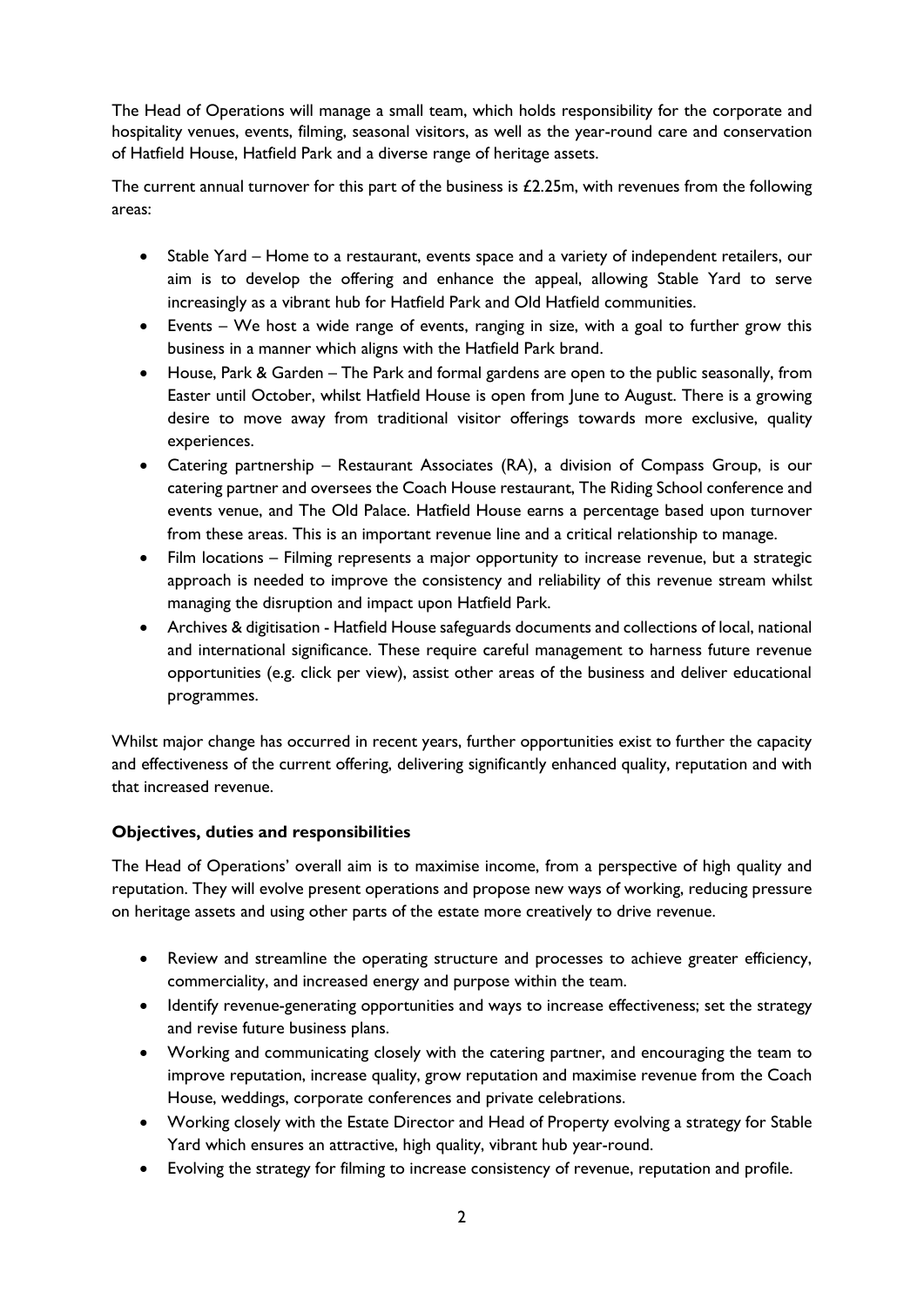The Head of Operations will manage a small team, which holds responsibility for the corporate and hospitality venues, events, filming, seasonal visitors, as well as the year-round care and conservation of Hatfield House, Hatfield Park and a diverse range of heritage assets.

The current annual turnover for this part of the business is £2.25m, with revenues from the following areas:

- Stable Yard – Home to a restaurant, events space and a variety of independent retailers, our aim is to develop the offering and enhance the appeal, allowing Stable Yard to serve increasingly as a vibrant hub for Hatfield Park and Old Hatfield communities.
- Events – We host a wide range of events, ranging in size, with a goal to further grow this business in a manner which aligns with the Hatfield Park brand.
- House, Park & Garden – The Park and formal gardens are open to the public seasonally, from Easter until October, whilst Hatfield House is open from June to August. There is a growing desire to move away from traditional visitor offerings towards more exclusive, quality experiences.
- Catering partnership – Restaurant Associates (RA), a division of Compass Group, is our catering partner and oversees the Coach House restaurant, The Riding School conference and events venue, and The Old Palace. Hatfield House earns a percentage based upon turnover from these areas. This is an important revenue line and a critical relationship to manage.
- Film locations – Filming represents a major opportunity to increase revenue, but a strategic approach is needed to improve the consistency and reliability of this revenue stream whilst managing the disruption and impact upon Hatfield Park.
- Archives & digitisation - Hatfield House safeguards documents and collections of local, national and international significance. These require careful management to harness future revenue opportunities (e.g. click per view), assist other areas of the business and deliver educational programmes.

Whilst major change has occurred in recent years, further opportunities exist to further the capacity and effectiveness of the current offering, delivering significantly enhanced quality, reputation and with that increased revenue.

**Objectives, duties and responsibilities**

The Head of Operations' overall aim is to maximise income, from a perspective of high quality and reputation. They will evolve present operations and propose new ways of working, reducing pressure on heritage assets and using other parts of the estate more creatively to drive revenue.

- Review and streamline the operating structure and processes to achieve greater efficiency, commerciality, and increased energy and purpose within the team.
- Identify revenue-generating opportunities and ways to increase effectiveness; set the strategy and revise future business plans.
- Working and communicating closely with the catering partner, and encouraging the team to improve reputation, increase quality, grow reputation and maximise revenue from the Coach House, weddings, corporate conferences and private celebrations.
- Working closely with the Estate Director and Head of Property evolving a strategy for Stable Yard which ensures an attractive, high quality, vibrant hub year-round.
- Evolving the strategy for filming to increase consistency of revenue, reputation and profile.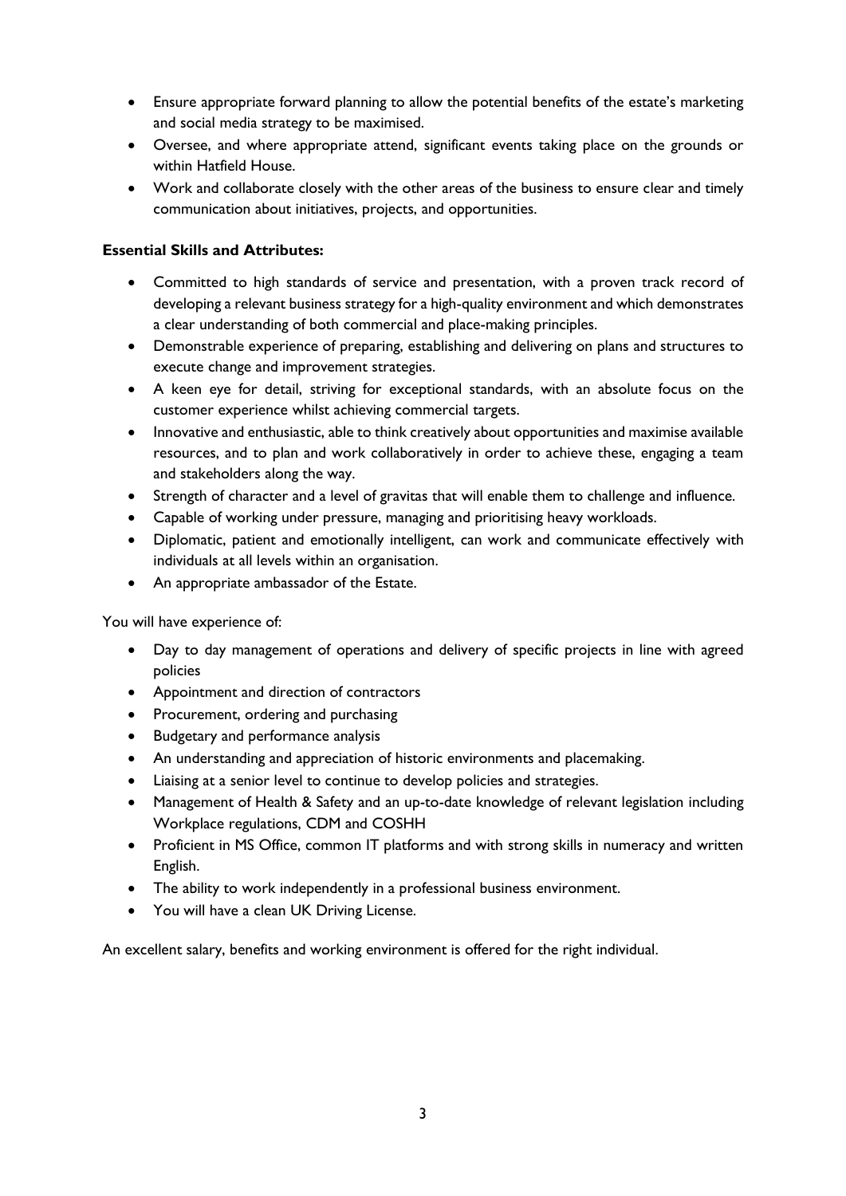- Ensure appropriate forward planning to allow the potential benefits of the estate's marketing and social media strategy to be maximised.
- Oversee, and where appropriate attend, significant events taking place on the grounds or within Hatfield House.
- Work and collaborate closely with the other areas of the business to ensure clear and timely communication about initiatives, projects, and opportunities.

**Essential Skills and Attributes:**

- Committed to high standards of service and presentation, with a proven track record of developing a relevant business strategy for a high-quality environment and which demonstrates a clear understanding of both commercial and place-making principles.
- Demonstrable experience of preparing, establishing and delivering on plans and structures to execute change and improvement strategies.
- A keen eye for detail, striving for exceptional standards, with an absolute focus on the customer experience whilst achieving commercial targets.
- Innovative and enthusiastic, able to think creatively about opportunities and maximise available resources, and to plan and work collaboratively in order to achieve these, engaging a team and stakeholders along the way.
- Strength of character and a level of gravitas that will enable them to challenge and influence.
- Capable of working under pressure, managing and prioritising heavy workloads.
- Diplomatic, patient and emotionally intelligent, can work and communicate effectively with individuals at all levels within an organisation.
- An appropriate ambassador of the Estate.

You will have experience of:

- Day to day management of operations and delivery of specific projects in line with agreed policies
- Appointment and direction of contractors
- Procurement, ordering and purchasing
- Budgetary and performance analysis
- An understanding and appreciation of historic environments and placemaking.
- Liaising at a senior level to continue to develop policies and strategies.
- Management of Health & Safety and an up-to-date knowledge of relevant legislation including Workplace regulations, CDM and COSHH
- Proficient in MS Office, common IT platforms and with strong skills in numeracy and written English.
- The ability to work independently in a professional business environment.
- You will have a clean UK Driving License.

An excellent salary, benefits and working environment is offered for the right individual.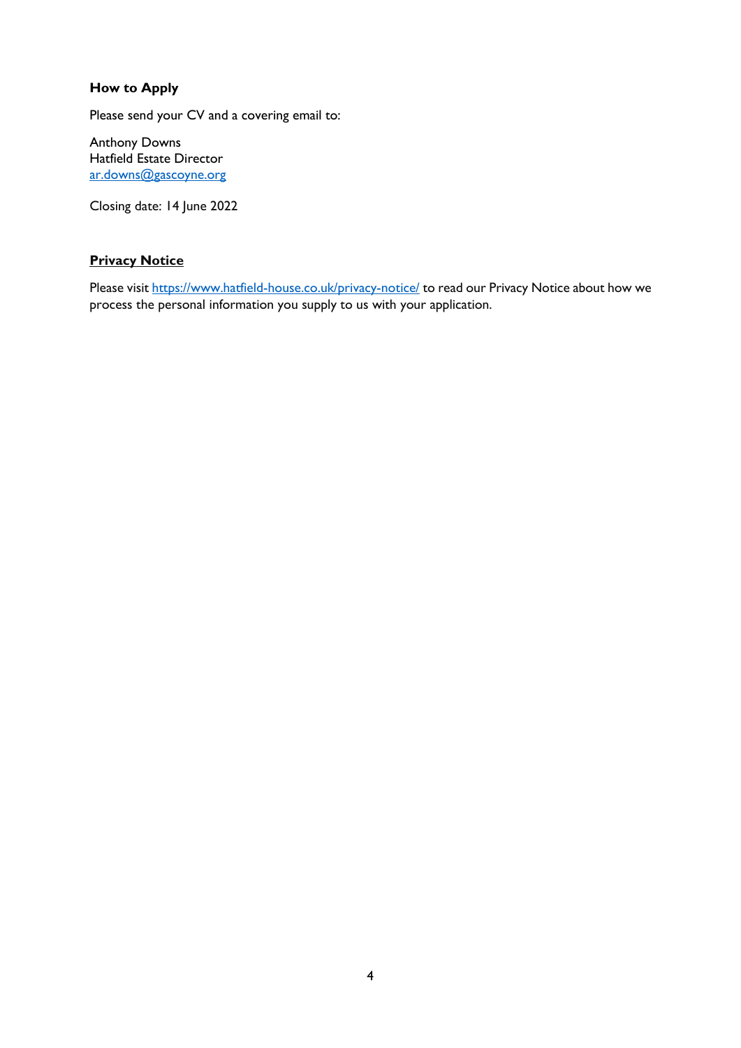### How to Apply

Please send your CV and a covering email to:

Anthony Downs
Hatfield Estate Director
ar.downs@gascoyne.org

Closing date: 14 June 2022

### Privacy Notice

Please visit https://www.hatfield-house.co.uk/privacy-notice/ to read our Privacy Notice about how we process the personal information you supply to us with your application.